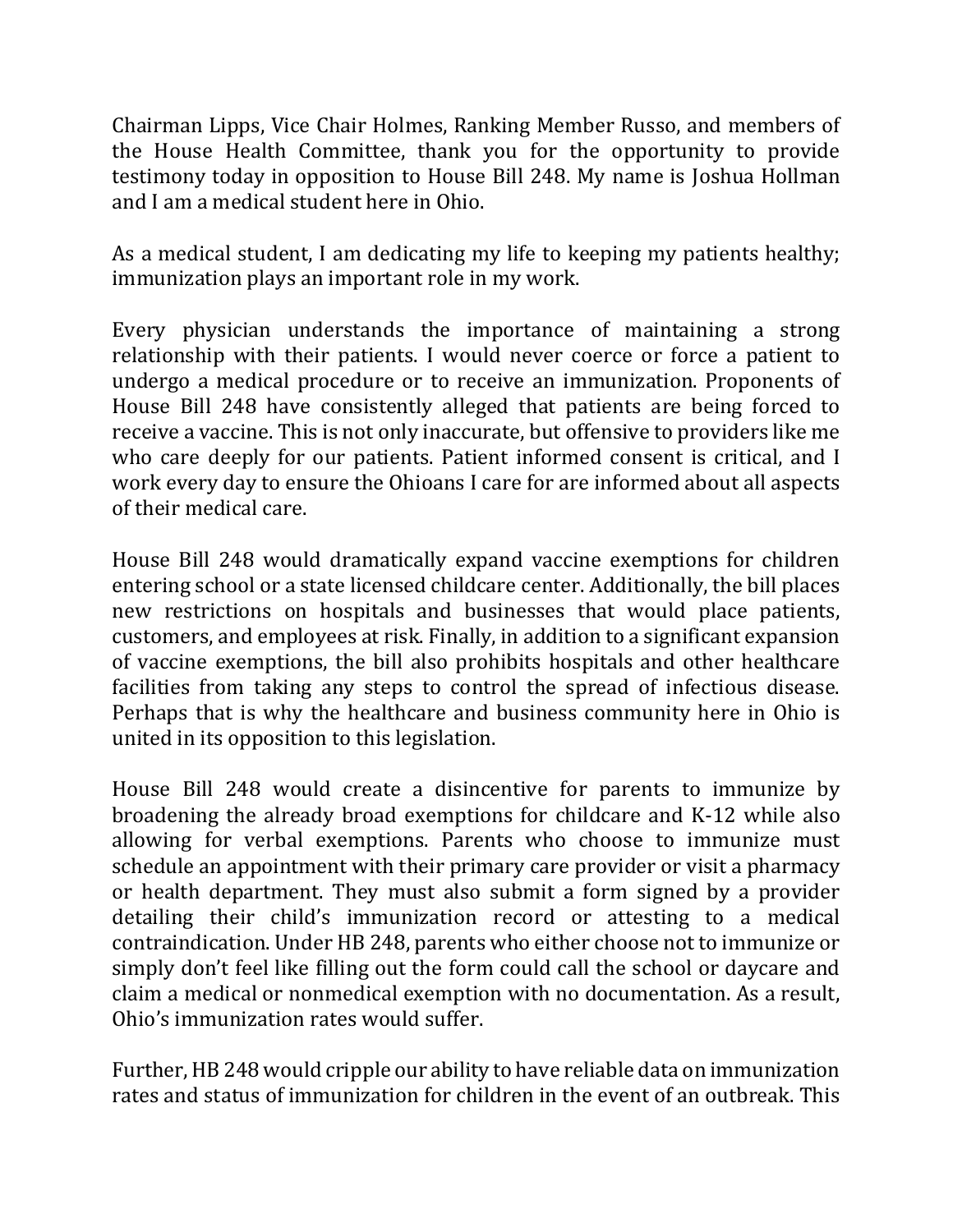Chairman Lipps, Vice Chair Holmes, Ranking Member Russo, and members of the House Health Committee, thank you for the opportunity to provide testimony today in opposition to House Bill 248. My name is Joshua Hollman and I am a medical student here in Ohio.

As a medical student, I am dedicating my life to keeping my patients healthy; immunization plays an important role in my work.

Every physician understands the importance of maintaining a strong relationship with their patients. I would never coerce or force a patient to undergo a medical procedure or to receive an immunization. Proponents of House Bill 248 have consistently alleged that patients are being forced to receive a vaccine. This is not only inaccurate, but offensive to providers like me who care deeply for our patients. Patient informed consent is critical, and I work every day to ensure the Ohioans I care for are informed about all aspects of their medical care.

House Bill 248 would dramatically expand vaccine exemptions for children entering school or a state licensed childcare center. Additionally, the bill places new restrictions on hospitals and businesses that would place patients, customers, and employees at risk. Finally, in addition to a significant expansion of vaccine exemptions, the bill also prohibits hospitals and other healthcare facilities from taking any steps to control the spread of infectious disease. Perhaps that is why the healthcare and business community here in Ohio is united in its opposition to this legislation.

House Bill 248 would create a disincentive for parents to immunize by broadening the already broad exemptions for childcare and K-12 while also allowing for verbal exemptions. Parents who choose to immunize must schedule an appointment with their primary care provider or visit a pharmacy or health department. They must also submit a form signed by a provider detailing their child's immunization record or attesting to a medical contraindication. Under HB 248, parents who either choose not to immunize or simply don't feel like filling out the form could call the school or daycare and claim a medical or nonmedical exemption with no documentation. As a result, Ohio's immunization rates would suffer.

Further, HB 248 would cripple our ability to have reliable data on immunization rates and status of immunization for children in the event of an outbreak. This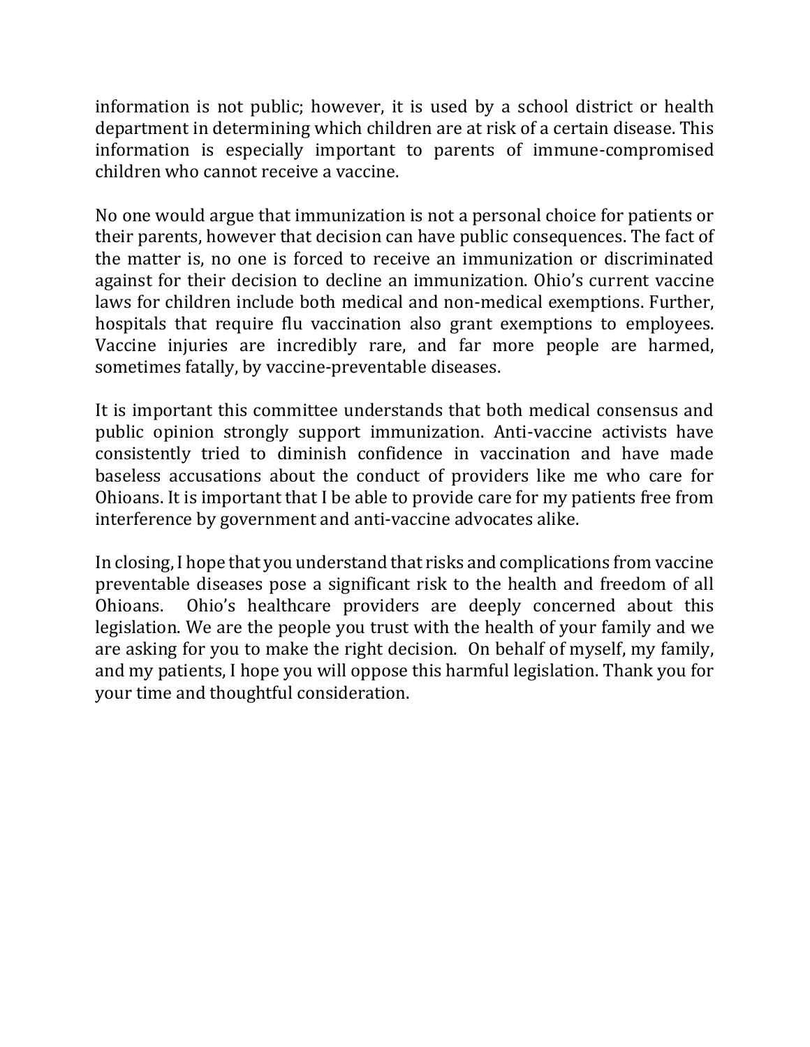information is not public; however, it is used by a school district or health department in determining which children are at risk of a certain disease. This information is especially important to parents of immune-compromised children who cannot receive a vaccine.

No one would argue that immunization is not a personal choice for patients or their parents, however that decision can have public consequences. The fact of the matter is, no one is forced to receive an immunization or discriminated against for their decision to decline an immunization. Ohio's current vaccine laws for children include both medical and non-medical exemptions. Further, hospitals that require flu vaccination also grant exemptions to employees. Vaccine injuries are incredibly rare, and far more people are harmed, sometimes fatally, by vaccine-preventable diseases.

It is important this committee understands that both medical consensus and public opinion strongly support immunization. Anti-vaccine activists have consistently tried to diminish confidence in vaccination and have made baseless accusations about the conduct of providers like me who care for Ohioans. It is important that I be able to provide care for my patients free from interference by government and anti-vaccine advocates alike.

In closing, I hope that you understand that risks and complications from vaccine preventable diseases pose a significant risk to the health and freedom of all Ohioans. Ohio's healthcare providers are deeply concerned about this legislation. We are the people you trust with the health of your family and we are asking for you to make the right decision. On behalf of myself, my family, and my patients, I hope you will oppose this harmful legislation. Thank you for your time and thoughtful consideration.